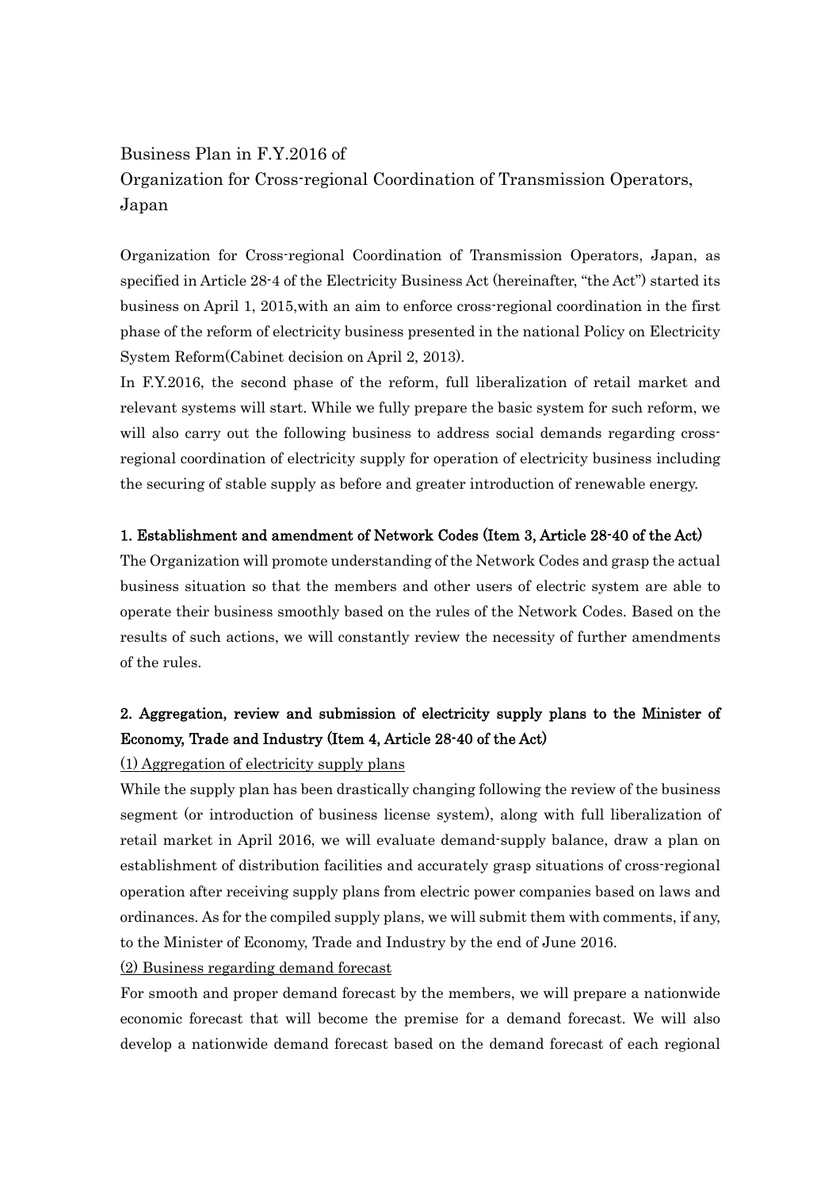# Business Plan in F.Y.2016 of Organization for Cross-regional Coordination of Transmission Operators, Japan

Organization for Cross-regional Coordination of Transmission Operators, Japan, as specified in Article 28-4 of the Electricity Business Act (hereinafter, "the Act") started its business on April 1, 2015,with an aim to enforce cross-regional coordination in the first phase of the reform of electricity business presented in the national Policy on Electricity System Reform(Cabinet decision on April 2, 2013).

In F.Y.2016, the second phase of the reform, full liberalization of retail market and relevant systems will start. While we fully prepare the basic system for such reform, we will also carry out the following business to address social demands regarding cross-regional coordination of electricity supply for operation of electricity business including the securing of stable supply as before and greater introduction of renewable energy.

## 1. Establishment and amendment of Network Codes (Item 3, Article 28-40 of the Act)

The Organization will promote understanding of the Network Codes and grasp the actual business situation so that the members and other users of electric system are able to operate their business smoothly based on the rules of the Network Codes. Based on the results of such actions, we will constantly review the necessity of further amendments of the rules.

## 2. Aggregation, review and submission of electricity supply plans to the Minister of Economy, Trade and Industry (Item 4, Article 28-40 of the Act)

### (1) Aggregation of electricity supply plans

While the supply plan has been drastically changing following the review of the business segment (or introduction of business license system), along with full liberalization of retail market in April 2016, we will evaluate demand-supply balance, draw a plan on establishment of distribution facilities and accurately grasp situations of cross-regional operation after receiving supply plans from electric power companies based on laws and ordinances. As for the compiled supply plans, we will submit them with comments, if any, to the Minister of Economy, Trade and Industry by the end of June 2016.

### (2) Business regarding demand forecast

For smooth and proper demand forecast by the members, we will prepare a nationwide economic forecast that will become the premise for a demand forecast. We will also develop a nationwide demand forecast based on the demand forecast of each regional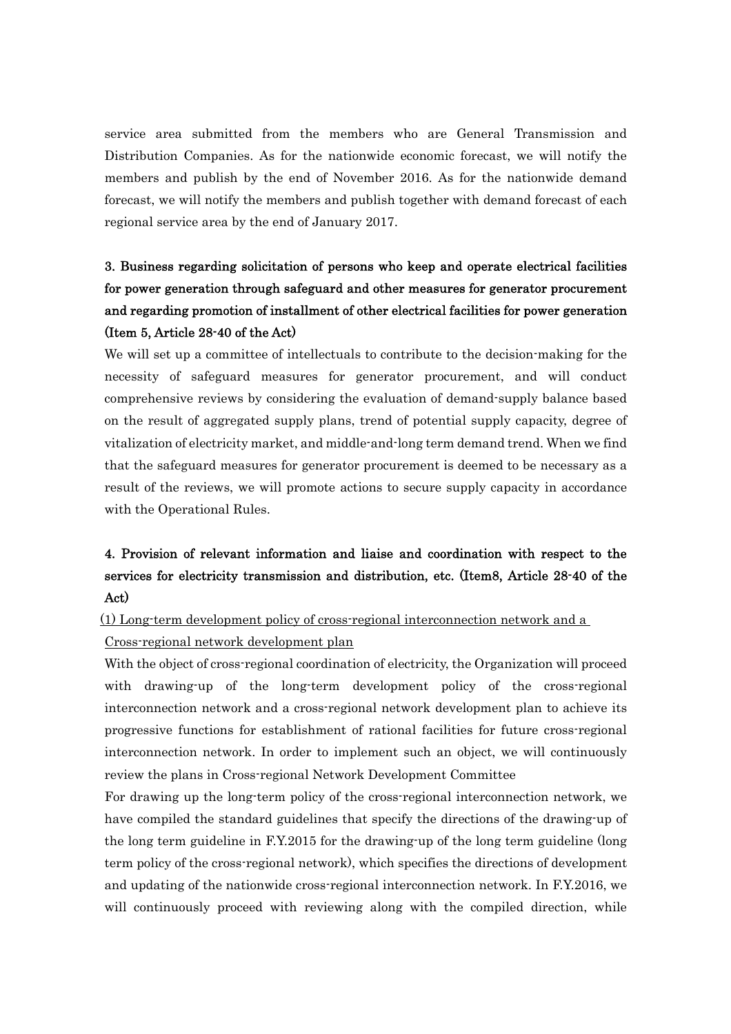service area submitted from the members who are General Transmission and Distribution Companies. As for the nationwide economic forecast, we will notify the members and publish by the end of November 2016. As for the nationwide demand forecast, we will notify the members and publish together with demand forecast of each regional service area by the end of January 2017.

### 3. Business regarding solicitation of persons who keep and operate electrical facilities for power generation through safeguard and other measures for generator procurement and regarding promotion of installment of other electrical facilities for power generation (Item 5, Article 28-40 of the Act)

We will set up a committee of intellectuals to contribute to the decision-making for the necessity of safeguard measures for generator procurement, and will conduct comprehensive reviews by considering the evaluation of demand-supply balance based on the result of aggregated supply plans, trend of potential supply capacity, degree of vitalization of electricity market, and middle-and-long term demand trend. When we find that the safeguard measures for generator procurement is deemed to be necessary as a result of the reviews, we will promote actions to secure supply capacity in accordance with the Operational Rules.

### 4. Provision of relevant information and liaise and coordination with respect to the services for electricity transmission and distribution, etc. (Item8, Article 28-40 of the Act)

<u>(1) Long-term development policy of cross-regional interconnection network and a Cross-regional network development plan</u>

With the object of cross-regional coordination of electricity, the Organization will proceed with drawing-up of the long-term development policy of the cross-regional interconnection network and a cross-regional network development plan to achieve its progressive functions for establishment of rational facilities for future cross-regional interconnection network. In order to implement such an object, we will continuously review the plans in Cross-regional Network Development Committee

For drawing up the long-term policy of the cross-regional interconnection network, we have compiled the standard guidelines that specify the directions of the drawing-up of the long term guideline in F.Y.2015 for the drawing-up of the long term guideline (long term policy of the cross-regional network), which specifies the directions of development and updating of the nationwide cross-regional interconnection network. In F.Y.2016, we will continuously proceed with reviewing along with the compiled direction, while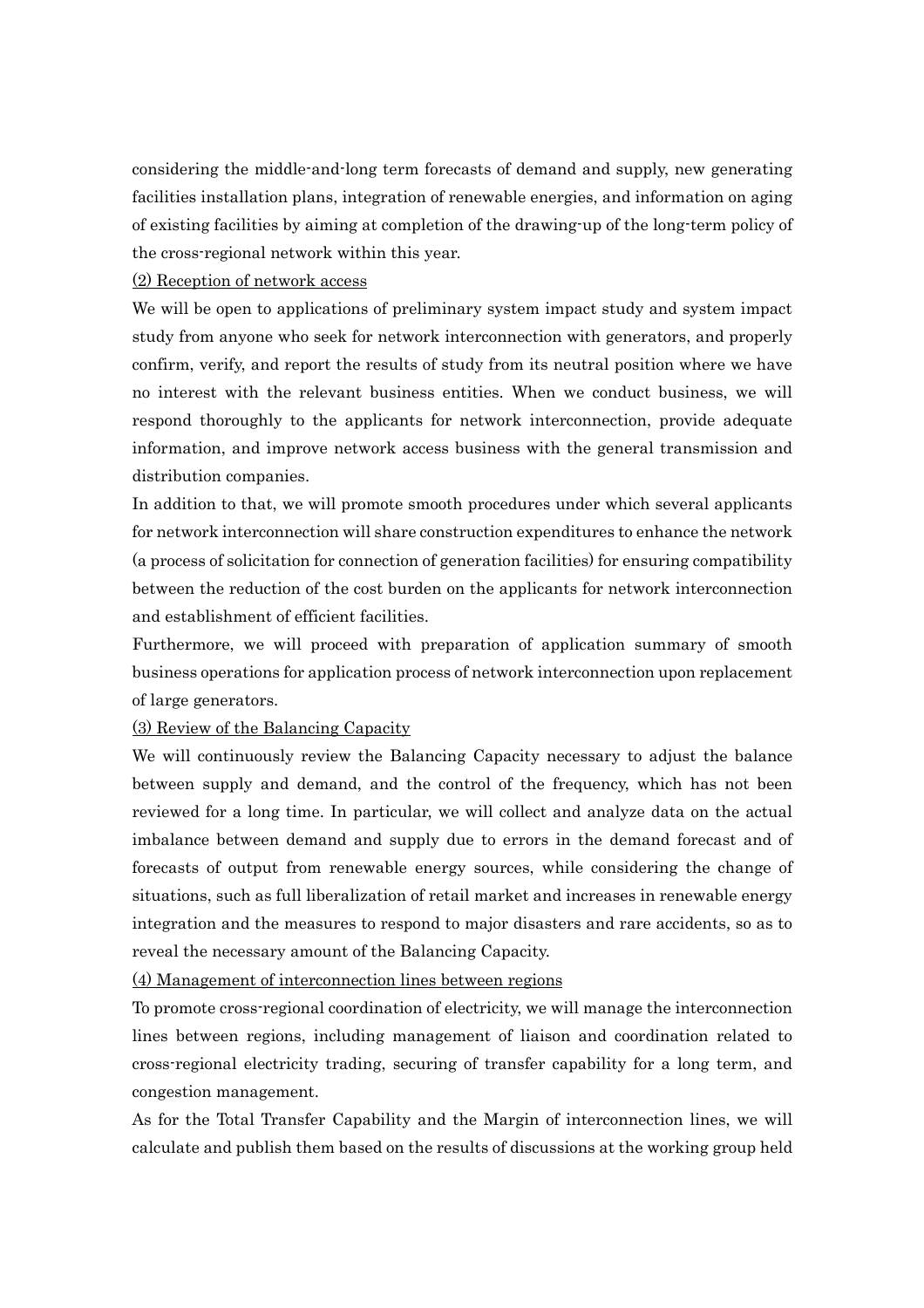considering the middle-and-long term forecasts of demand and supply, new generating facilities installation plans, integration of renewable energies, and information on aging of existing facilities by aiming at completion of the drawing-up of the long-term policy of the cross-regional network within this year.

<u>(2) Reception of network access</u>

We will be open to applications of preliminary system impact study and system impact study from anyone who seek for network interconnection with generators, and properly confirm, verify, and report the results of study from its neutral position where we have no interest with the relevant business entities. When we conduct business, we will respond thoroughly to the applicants for network interconnection, provide adequate information, and improve network access business with the general transmission and distribution companies.

In addition to that, we will promote smooth procedures under which several applicants for network interconnection will share construction expenditures to enhance the network (a process of solicitation for connection of generation facilities) for ensuring compatibility between the reduction of the cost burden on the applicants for network interconnection and establishment of efficient facilities.

Furthermore, we will proceed with preparation of application summary of smooth business operations for application process of network interconnection upon replacement of large generators.

<u>(3) Review of the Balancing Capacity</u>

We will continuously review the Balancing Capacity necessary to adjust the balance between supply and demand, and the control of the frequency, which has not been reviewed for a long time. In particular, we will collect and analyze data on the actual imbalance between demand and supply due to errors in the demand forecast and of forecasts of output from renewable energy sources, while considering the change of situations, such as full liberalization of retail market and increases in renewable energy integration and the measures to respond to major disasters and rare accidents, so as to reveal the necessary amount of the Balancing Capacity.

<u>(4) Management of interconnection lines between regions</u>

To promote cross-regional coordination of electricity, we will manage the interconnection lines between regions, including management of liaison and coordination related to cross-regional electricity trading, securing of transfer capability for a long term, and congestion management.

As for the Total Transfer Capability and the Margin of interconnection lines, we will calculate and publish them based on the results of discussions at the working group held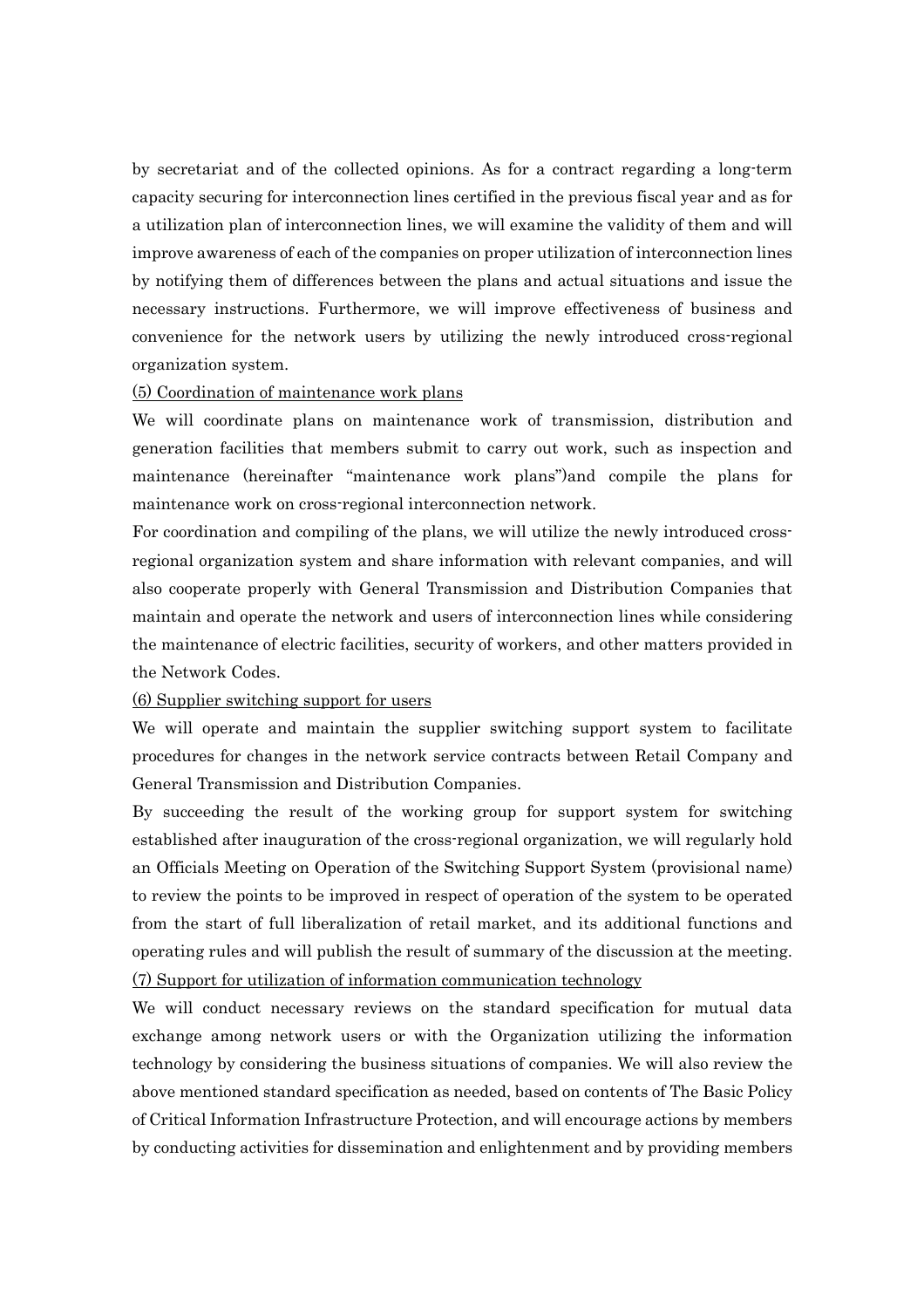by secretariat and of the collected opinions. As for a contract regarding a long-term capacity securing for interconnection lines certified in the previous fiscal year and as for a utilization plan of interconnection lines, we will examine the validity of them and will improve awareness of each of the companies on proper utilization of interconnection lines by notifying them of differences between the plans and actual situations and issue the necessary instructions. Furthermore, we will improve effectiveness of business and convenience for the network users by utilizing the newly introduced cross-regional organization system.

<u>(5) Coordination of maintenance work plans</u>

We will coordinate plans on maintenance work of transmission, distribution and generation facilities that members submit to carry out work, such as inspection and maintenance (hereinafter "maintenance work plans")and compile the plans for maintenance work on cross-regional interconnection network.

For coordination and compiling of the plans, we will utilize the newly introduced cross-regional organization system and share information with relevant companies, and will also cooperate properly with General Transmission and Distribution Companies that maintain and operate the network and users of interconnection lines while considering the maintenance of electric facilities, security of workers, and other matters provided in the Network Codes.

<u>(6) Supplier switching support for users</u>

We will operate and maintain the supplier switching support system to facilitate procedures for changes in the network service contracts between Retail Company and General Transmission and Distribution Companies.

By succeeding the result of the working group for support system for switching established after inauguration of the cross-regional organization, we will regularly hold an Officials Meeting on Operation of the Switching Support System (provisional name) to review the points to be improved in respect of operation of the system to be operated from the start of full liberalization of retail market, and its additional functions and operating rules and will publish the result of summary of the discussion at the meeting.

<u>(7) Support for utilization of information communication technology</u>

We will conduct necessary reviews on the standard specification for mutual data exchange among network users or with the Organization utilizing the information technology by considering the business situations of companies. We will also review the above mentioned standard specification as needed, based on contents of The Basic Policy of Critical Information Infrastructure Protection, and will encourage actions by members by conducting activities for dissemination and enlightenment and by providing members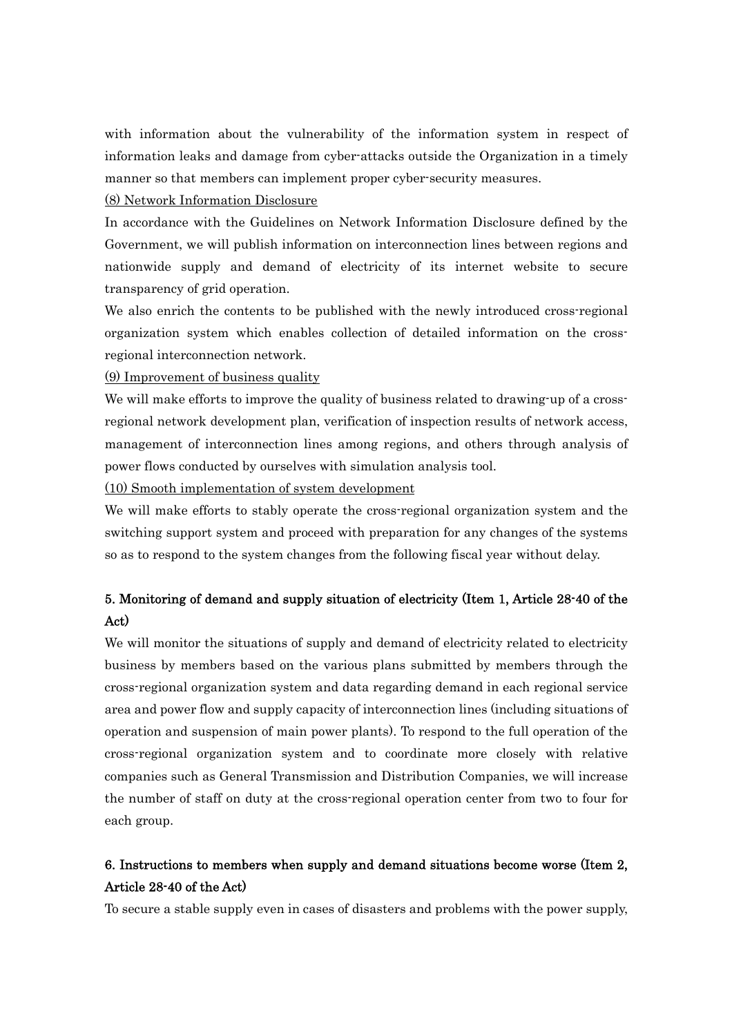with information about the vulnerability of the information system in respect of information leaks and damage from cyber-attacks outside the Organization in a timely manner so that members can implement proper cyber-security measures.

(8) Network Information Disclosure

In accordance with the Guidelines on Network Information Disclosure defined by the Government, we will publish information on interconnection lines between regions and nationwide supply and demand of electricity of its internet website to secure transparency of grid operation.

We also enrich the contents to be published with the newly introduced cross-regional organization system which enables collection of detailed information on the cross-regional interconnection network.

(9) Improvement of business quality

We will make efforts to improve the quality of business related to drawing-up of a cross-regional network development plan, verification of inspection results of network access, management of interconnection lines among regions, and others through analysis of power flows conducted by ourselves with simulation analysis tool.

(10) Smooth implementation of system development

We will make efforts to stably operate the cross-regional organization system and the switching support system and proceed with preparation for any changes of the systems so as to respond to the system changes from the following fiscal year without delay.

## 5. Monitoring of demand and supply situation of electricity (Item 1, Article 28-40 of the Act)

We will monitor the situations of supply and demand of electricity related to electricity business by members based on the various plans submitted by members through the cross-regional organization system and data regarding demand in each regional service area and power flow and supply capacity of interconnection lines (including situations of operation and suspension of main power plants). To respond to the full operation of the cross-regional organization system and to coordinate more closely with relative companies such as General Transmission and Distribution Companies, we will increase the number of staff on duty at the cross-regional operation center from two to four for each group.

## 6. Instructions to members when supply and demand situations become worse (Item 2, Article 28-40 of the Act)

To secure a stable supply even in cases of disasters and problems with the power supply,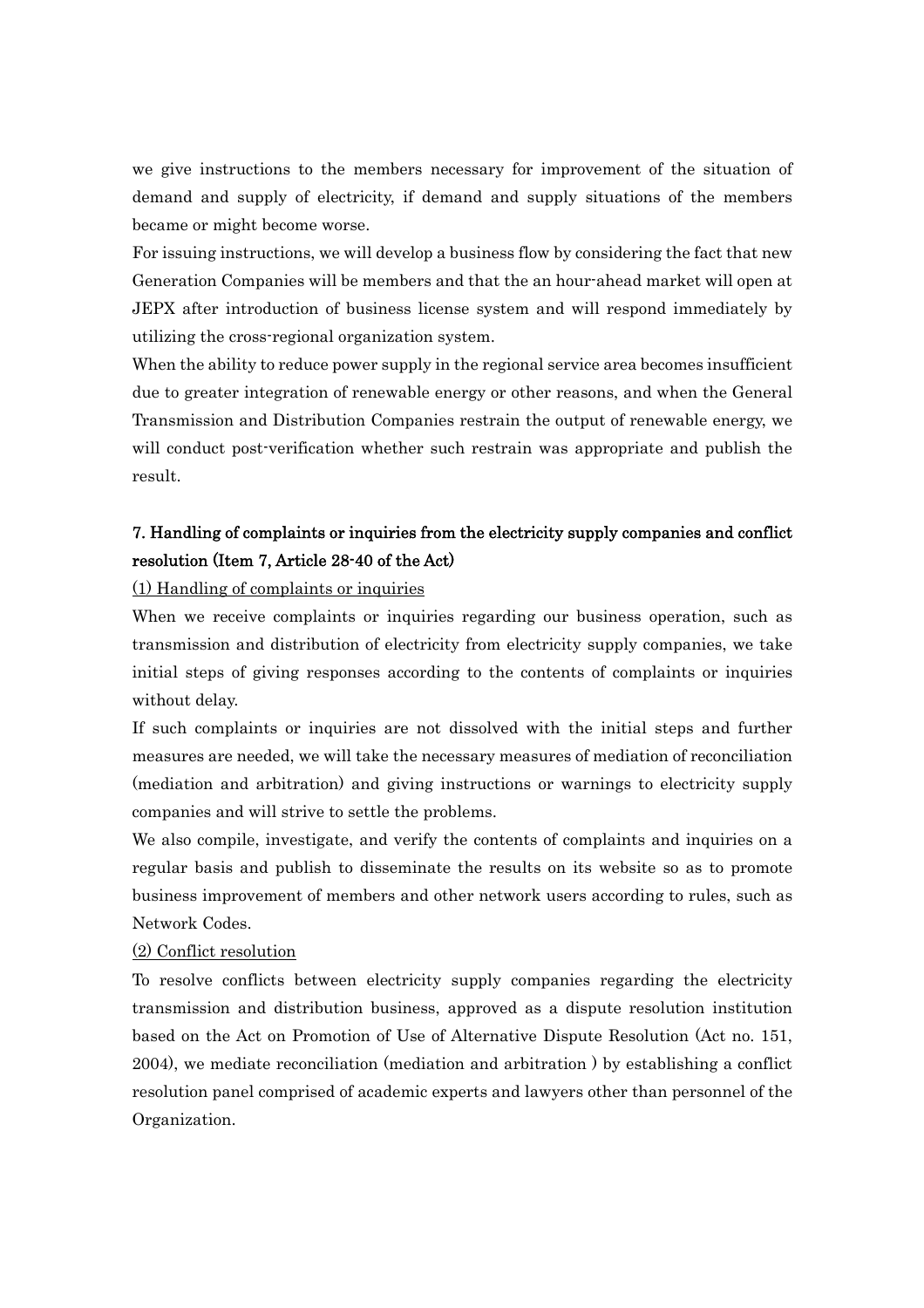we give instructions to the members necessary for improvement of the situation of demand and supply of electricity, if demand and supply situations of the members became or might become worse.

For issuing instructions, we will develop a business flow by considering the fact that new Generation Companies will be members and that the an hour-ahead market will open at JEPX after introduction of business license system and will respond immediately by utilizing the cross-regional organization system.

When the ability to reduce power supply in the regional service area becomes insufficient due to greater integration of renewable energy or other reasons, and when the General Transmission and Distribution Companies restrain the output of renewable energy, we will conduct post-verification whether such restrain was appropriate and publish the result.

## 7. Handling of complaints or inquiries from the electricity supply companies and conflict resolution (Item 7, Article 28-40 of the Act)

(1) Handling of complaints or inquiries

When we receive complaints or inquiries regarding our business operation, such as transmission and distribution of electricity from electricity supply companies, we take initial steps of giving responses according to the contents of complaints or inquiries without delay.

If such complaints or inquiries are not dissolved with the initial steps and further measures are needed, we will take the necessary measures of mediation of reconciliation (mediation and arbitration) and giving instructions or warnings to electricity supply companies and will strive to settle the problems.

We also compile, investigate, and verify the contents of complaints and inquiries on a regular basis and publish to disseminate the results on its website so as to promote business improvement of members and other network users according to rules, such as Network Codes.

(2) Conflict resolution

To resolve conflicts between electricity supply companies regarding the electricity transmission and distribution business, approved as a dispute resolution institution based on the Act on Promotion of Use of Alternative Dispute Resolution (Act no. 151, 2004), we mediate reconciliation (mediation and arbitration ) by establishing a conflict resolution panel comprised of academic experts and lawyers other than personnel of the Organization.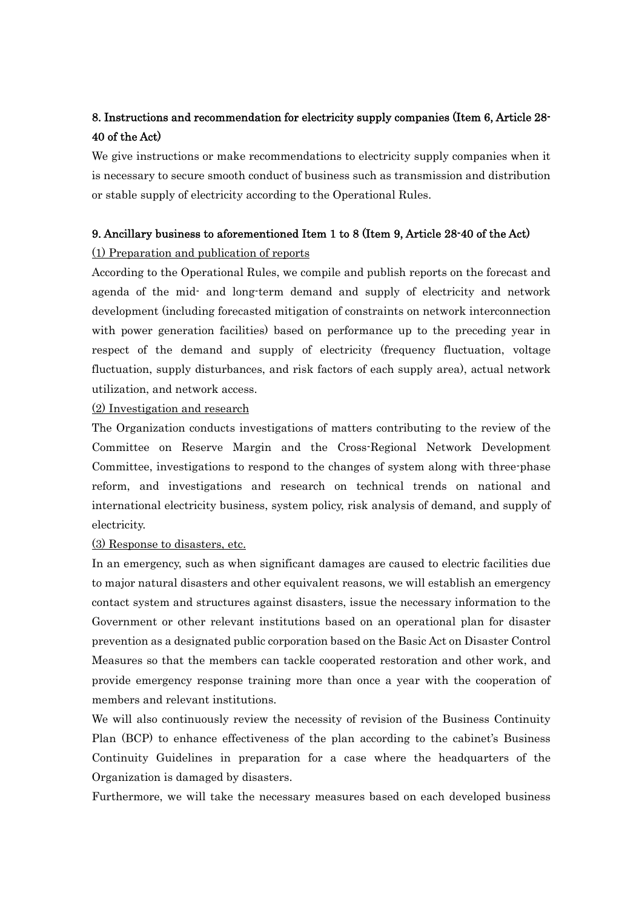### 8. Instructions and recommendation for electricity supply companies (Item 6, Article 28-40 of the Act)

We give instructions or make recommendations to electricity supply companies when it is necessary to secure smooth conduct of business such as transmission and distribution or stable supply of electricity according to the Operational Rules.

### 9. Ancillary business to aforementioned Item 1 to 8 (Item 9, Article 28-40 of the Act)

<u>(1) Preparation and publication of reports</u>

According to the Operational Rules, we compile and publish reports on the forecast and agenda of the mid- and long-term demand and supply of electricity and network development (including forecasted mitigation of constraints on network interconnection with power generation facilities) based on performance up to the preceding year in respect of the demand and supply of electricity (frequency fluctuation, voltage fluctuation, supply disturbances, and risk factors of each supply area), actual network utilization, and network access.

<u>(2) Investigation and research</u>

The Organization conducts investigations of matters contributing to the review of the Committee on Reserve Margin and the Cross-Regional Network Development Committee, investigations to respond to the changes of system along with three-phase reform, and investigations and research on technical trends on national and international electricity business, system policy, risk analysis of demand, and supply of electricity.

<u>(3) Response to disasters, etc.</u>

In an emergency, such as when significant damages are caused to electric facilities due to major natural disasters and other equivalent reasons, we will establish an emergency contact system and structures against disasters, issue the necessary information to the Government or other relevant institutions based on an operational plan for disaster prevention as a designated public corporation based on the Basic Act on Disaster Control Measures so that the members can tackle cooperated restoration and other work, and provide emergency response training more than once a year with the cooperation of members and relevant institutions.

We will also continuously review the necessity of revision of the Business Continuity Plan (BCP) to enhance effectiveness of the plan according to the cabinet's Business Continuity Guidelines in preparation for a case where the headquarters of the Organization is damaged by disasters.

Furthermore, we will take the necessary measures based on each developed business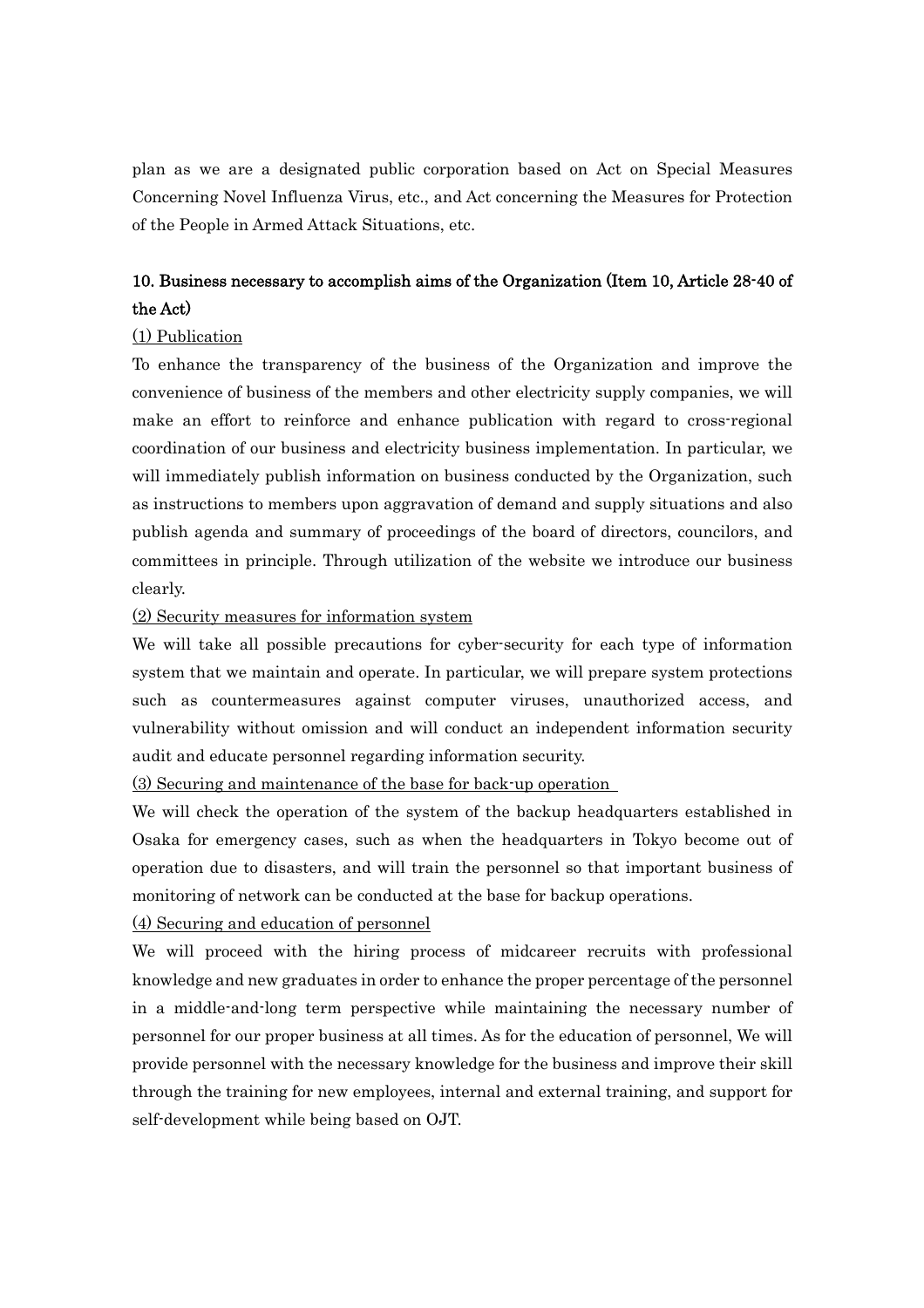plan as we are a designated public corporation based on Act on Special Measures Concerning Novel Influenza Virus, etc., and Act concerning the Measures for Protection of the People in Armed Attack Situations, etc.

## 10. Business necessary to accomplish aims of the Organization (Item 10, Article 28-40 of the Act)

(1) Publication

To enhance the transparency of the business of the Organization and improve the convenience of business of the members and other electricity supply companies, we will make an effort to reinforce and enhance publication with regard to cross-regional coordination of our business and electricity business implementation. In particular, we will immediately publish information on business conducted by the Organization, such as instructions to members upon aggravation of demand and supply situations and also publish agenda and summary of proceedings of the board of directors, councilors, and committees in principle. Through utilization of the website we introduce our business clearly.

(2) Security measures for information system

We will take all possible precautions for cyber-security for each type of information system that we maintain and operate. In particular, we will prepare system protections such as countermeasures against computer viruses, unauthorized access, and vulnerability without omission and will conduct an independent information security audit and educate personnel regarding information security.

(3) Securing and maintenance of the base for back-up operation

We will check the operation of the system of the backup headquarters established in Osaka for emergency cases, such as when the headquarters in Tokyo become out of operation due to disasters, and will train the personnel so that important business of monitoring of network can be conducted at the base for backup operations.

(4) Securing and education of personnel

We will proceed with the hiring process of midcareer recruits with professional knowledge and new graduates in order to enhance the proper percentage of the personnel in a middle-and-long term perspective while maintaining the necessary number of personnel for our proper business at all times. As for the education of personnel, We will provide personnel with the necessary knowledge for the business and improve their skill through the training for new employees, internal and external training, and support for self-development while being based on OJT.